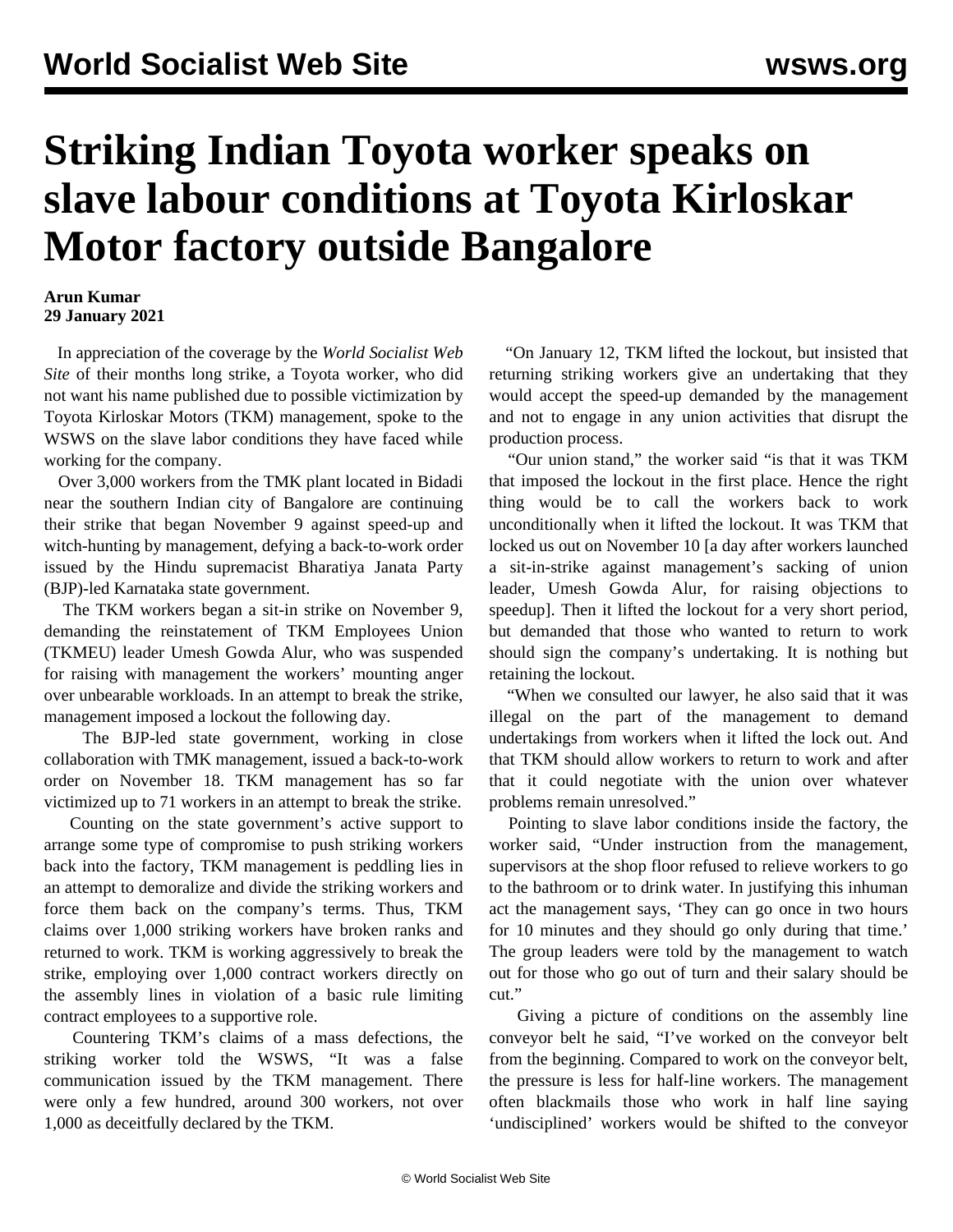# Striking Indian Toyota worker speaks on slave labour conditions at Toyota Kirloskar Motor factory outside Bangalore

**Arun Kumar**
**29 January 2021**

In appreciation of the coverage by the *World Socialist Web Site* of their months long strike, a Toyota worker, who did not want his name published due to possible victimization by Toyota Kirloskar Motors (TKM) management, spoke to the WSWS on the slave labor conditions they have faced while working for the company.

Over 3,000 workers from the TMK plant located in Bidadi near the southern Indian city of Bangalore are continuing their strike that began November 9 against speed-up and witch-hunting by management, defying a back-to-work order issued by the Hindu supremacist Bharatiya Janata Party (BJP)-led Karnataka state government.

The TKM workers began a sit-in strike on November 9, demanding the reinstatement of TKM Employees Union (TKMEU) leader Umesh Gowda Alur, who was suspended for raising with management the workers' mounting anger over unbearable workloads. In an attempt to break the strike, management imposed a lockout the following day.

The BJP-led state government, working in close collaboration with TMK management, issued a back-to-work order on November 18. TKM management has so far victimized up to 71 workers in an attempt to break the strike.

Counting on the state government's active support to arrange some type of compromise to push striking workers back into the factory, TKM management is peddling lies in an attempt to demoralize and divide the striking workers and force them back on the company's terms. Thus, TKM claims over 1,000 striking workers have broken ranks and returned to work. TKM is working aggressively to break the strike, employing over 1,000 contract workers directly on the assembly lines in violation of a basic rule limiting contract employees to a supportive role.

Countering TKM's claims of a mass defections, the striking worker told the WSWS, "It was a false communication issued by the TKM management. There were only a few hundred, around 300 workers, not over 1,000 as deceitfully declared by the TKM.

"On January 12, TKM lifted the lockout, but insisted that returning striking workers give an undertaking that they would accept the speed-up demanded by the management and not to engage in any union activities that disrupt the production process.

"Our union stand," the worker said "is that it was TKM that imposed the lockout in the first place. Hence the right thing would be to call the workers back to work unconditionally when it lifted the lockout. It was TKM that locked us out on November 10 [a day after workers launched a sit-in-strike against management's sacking of union leader, Umesh Gowda Alur, for raising objections to speedup]. Then it lifted the lockout for a very short period, but demanded that those who wanted to return to work should sign the company's undertaking. It is nothing but retaining the lockout.

"When we consulted our lawyer, he also said that it was illegal on the part of the management to demand undertakings from workers when it lifted the lock out. And that TKM should allow workers to return to work and after that it could negotiate with the union over whatever problems remain unresolved."

Pointing to slave labor conditions inside the factory, the worker said, "Under instruction from the management, supervisors at the shop floor refused to relieve workers to go to the bathroom or to drink water. In justifying this inhuman act the management says, 'They can go once in two hours for 10 minutes and they should go only during that time.' The group leaders were told by the management to watch out for those who go out of turn and their salary should be cut."

Giving a picture of conditions on the assembly line conveyor belt he said, "I've worked on the conveyor belt from the beginning. Compared to work on the conveyor belt, the pressure is less for half-line workers. The management often blackmails those who work in half line saying 'undisciplined' workers would be shifted to the conveyor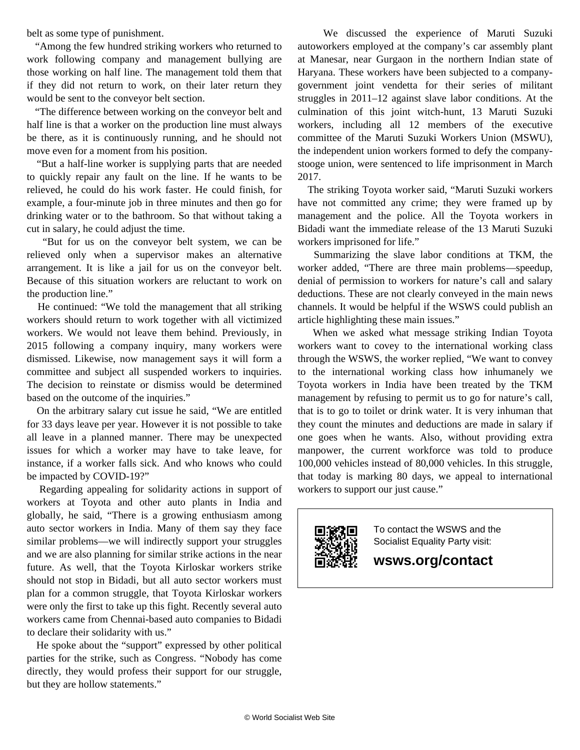belt as some type of punishment.

"Among the few hundred striking workers who returned to work following company and management bullying are those working on half line. The management told them that if they did not return to work, on their later return they would be sent to the conveyor belt section.

"The difference between working on the conveyor belt and half line is that a worker on the production line must always be there, as it is continuously running, and he should not move even for a moment from his position.

"But a half-line worker is supplying parts that are needed to quickly repair any fault on the line. If he wants to be relieved, he could do his work faster. He could finish, for example, a four-minute job in three minutes and then go for drinking water or to the bathroom. So that without taking a cut in salary, he could adjust the time.

"But for us on the conveyor belt system, we can be relieved only when a supervisor makes an alternative arrangement. It is like a jail for us on the conveyor belt. Because of this situation workers are reluctant to work on the production line."

He continued: "We told the management that all striking workers should return to work together with all victimized workers. We would not leave them behind. Previously, in 2015 following a company inquiry, many workers were dismissed. Likewise, now management says it will form a committee and subject all suspended workers to inquiries. The decision to reinstate or dismiss would be determined based on the outcome of the inquiries."

On the arbitrary salary cut issue he said, "We are entitled for 33 days leave per year. However it is not possible to take all leave in a planned manner. There may be unexpected issues for which a worker may have to take leave, for instance, if a worker falls sick. And who knows who could be impacted by COVID-19?"

Regarding appealing for solidarity actions in support of workers at Toyota and other auto plants in India and globally, he said, "There is a growing enthusiasm among auto sector workers in India. Many of them say they face similar problems—we will indirectly support your struggles and we are also planning for similar strike actions in the near future. As well, that the Toyota Kirloskar workers strike should not stop in Bidadi, but all auto sector workers must plan for a common struggle, that Toyota Kirloskar workers were only the first to take up this fight. Recently several auto workers came from Chennai-based auto companies to Bidadi to declare their solidarity with us."

He spoke about the "support" expressed by other political parties for the strike, such as Congress. "Nobody has come directly, they would profess their support for our struggle, but they are hollow statements."

We discussed the experience of Maruti Suzuki autoworkers employed at the company's car assembly plant at Manesar, near Gurgaon in the northern Indian state of Haryana. These workers have been subjected to a company-government joint vendetta for their series of militant struggles in 2011–12 against slave labor conditions. At the culmination of this joint witch-hunt, 13 Maruti Suzuki workers, including all 12 members of the executive committee of the Maruti Suzuki Workers Union (MSWU), the independent union workers formed to defy the company-stooge union, were sentenced to life imprisonment in March 2017.

The striking Toyota worker said, "Maruti Suzuki workers have not committed any crime; they were framed up by management and the police. All the Toyota workers in Bidadi want the immediate release of the 13 Maruti Suzuki workers imprisoned for life."

Summarizing the slave labor conditions at TKM, the worker added, "There are three main problems—speedup, denial of permission to workers for nature's call and salary deductions. These are not clearly conveyed in the main news channels. It would be helpful if the WSWS could publish an article highlighting these main issues."

When we asked what message striking Indian Toyota workers want to covey to the international working class through the WSWS, the worker replied, "We want to convey to the international working class how inhumanely we Toyota workers in India have been treated by the TKM management by refusing to permit us to go for nature's call, that is to go to toilet or drink water. It is very inhuman that they count the minutes and deductions are made in salary if one goes when he wants. Also, without providing extra manpower, the current workforce was told to produce 100,000 vehicles instead of 80,000 vehicles. In this struggle, that today is marking 80 days, we appeal to international workers to support our just cause."

To contact the WSWS and the Socialist Equality Party visit:

**wsws.org/contact**